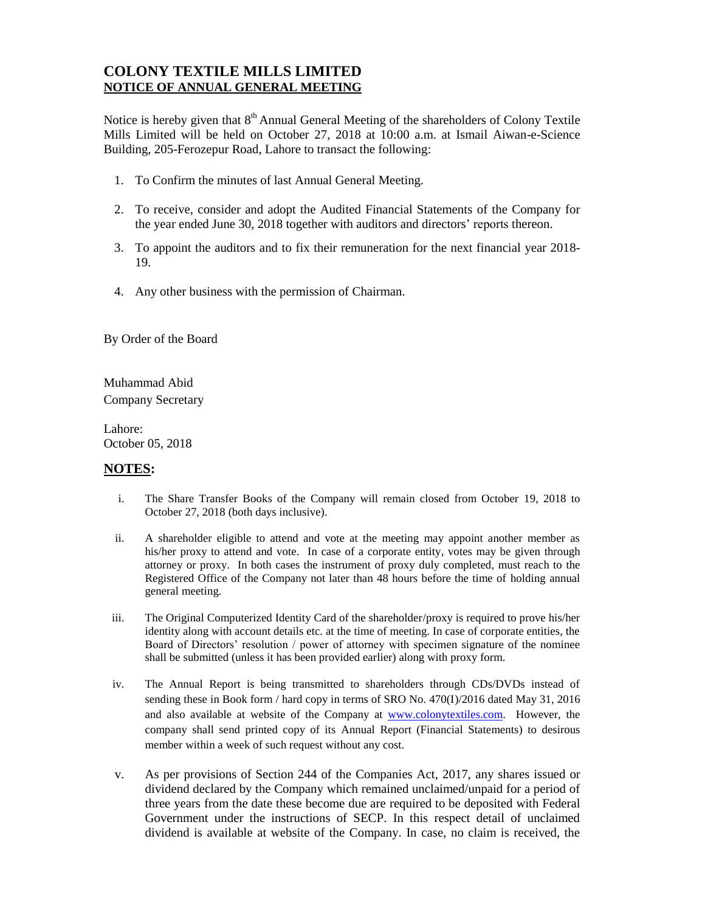# COLONY TEXTILE MILLS LIMITED

## NOTICE OF ANNUAL GENERAL MEETING

Notice is hereby given that 8th Annual General Meeting of the shareholders of Colony Textile Mills Limited will be held on October 27, 2018 at 10:00 a.m. at Ismail Aiwan-e-Science Building, 205-Ferozepur Road, Lahore to transact the following:

1. To Confirm the minutes of last Annual General Meeting.
2. To receive, consider and adopt the Audited Financial Statements of the Company for the year ended June 30, 2018 together with auditors and directors' reports thereon.
3. To appoint the auditors and to fix their remuneration for the next financial year 2018-19.
4. Any other business with the permission of Chairman.

By Order of the Board

Muhammad Abid
Company Secretary

Lahore:
October 05, 2018

## NOTES:

i. The Share Transfer Books of the Company will remain closed from October 19, 2018 to October 27, 2018 (both days inclusive).

ii. A shareholder eligible to attend and vote at the meeting may appoint another member as his/her proxy to attend and vote. In case of a corporate entity, votes may be given through attorney or proxy. In both cases the instrument of proxy duly completed, must reach to the Registered Office of the Company not later than 48 hours before the time of holding annual general meeting.

iii. The Original Computerized Identity Card of the shareholder/proxy is required to prove his/her identity along with account details etc. at the time of meeting. In case of corporate entities, the Board of Directors' resolution / power of attorney with specimen signature of the nominee shall be submitted (unless it has been provided earlier) along with proxy form.

iv. The Annual Report is being transmitted to shareholders through CDs/DVDs instead of sending these in Book form / hard copy in terms of SRO No. 470(I)/2016 dated May 31, 2016 and also available at website of the Company at www.colonytextiles.com. However, the company shall send printed copy of its Annual Report (Financial Statements) to desirous member within a week of such request without any cost.

v. As per provisions of Section 244 of the Companies Act, 2017, any shares issued or dividend declared by the Company which remained unclaimed/unpaid for a period of three years from the date these become due are required to be deposited with Federal Government under the instructions of SECP. In this respect detail of unclaimed dividend is available at website of the Company. In case, no claim is received, the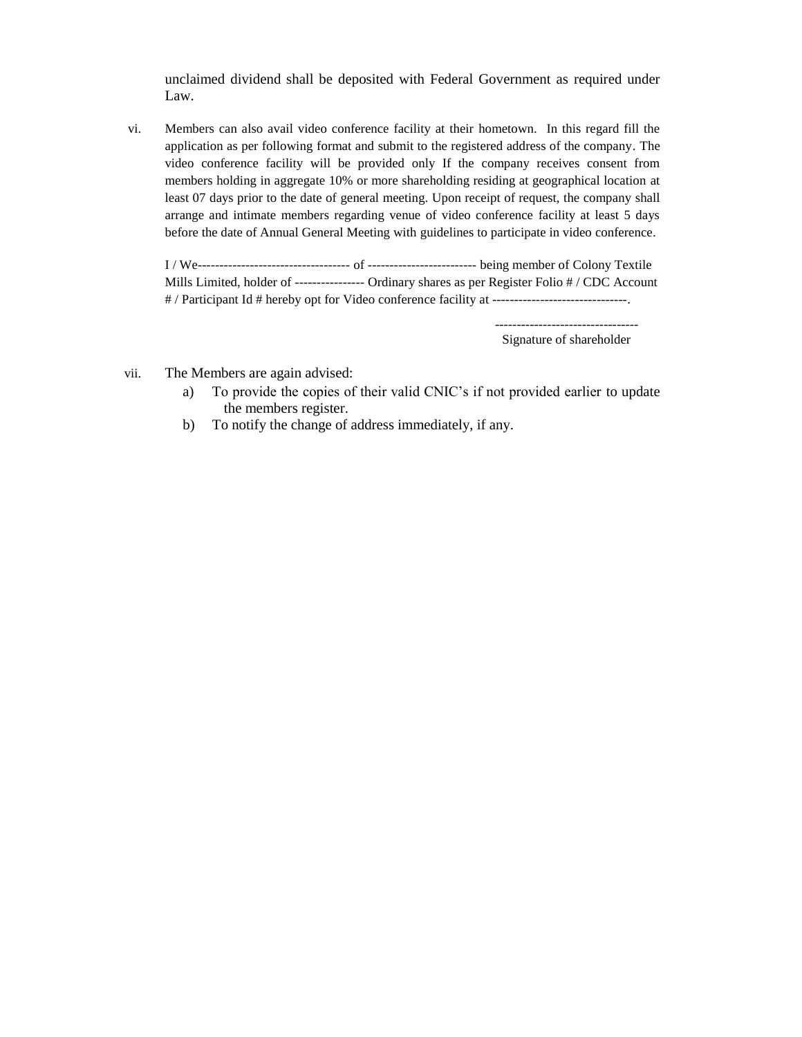unclaimed dividend shall be deposited with Federal Government as required under Law.

vi. Members can also avail video conference facility at their hometown. In this regard fill the application as per following format and submit to the registered address of the company. The video conference facility will be provided only If the company receives consent from members holding in aggregate 10% or more shareholding residing at geographical location at least 07 days prior to the date of general meeting. Upon receipt of request, the company shall arrange and intimate members regarding venue of video conference facility at least 5 days before the date of Annual General Meeting with guidelines to participate in video conference.

I / We----------------------------------- of ------------------------- being member of Colony Textile Mills Limited, holder of ---------------- Ordinary shares as per Register Folio # / CDC Account # / Participant Id # hereby opt for Video conference facility at -------------------------------.

---------------------------------
Signature of shareholder

vii. The Members are again advised:

a) To provide the copies of their valid CNIC's if not provided earlier to update the members register.

b) To notify the change of address immediately, if any.